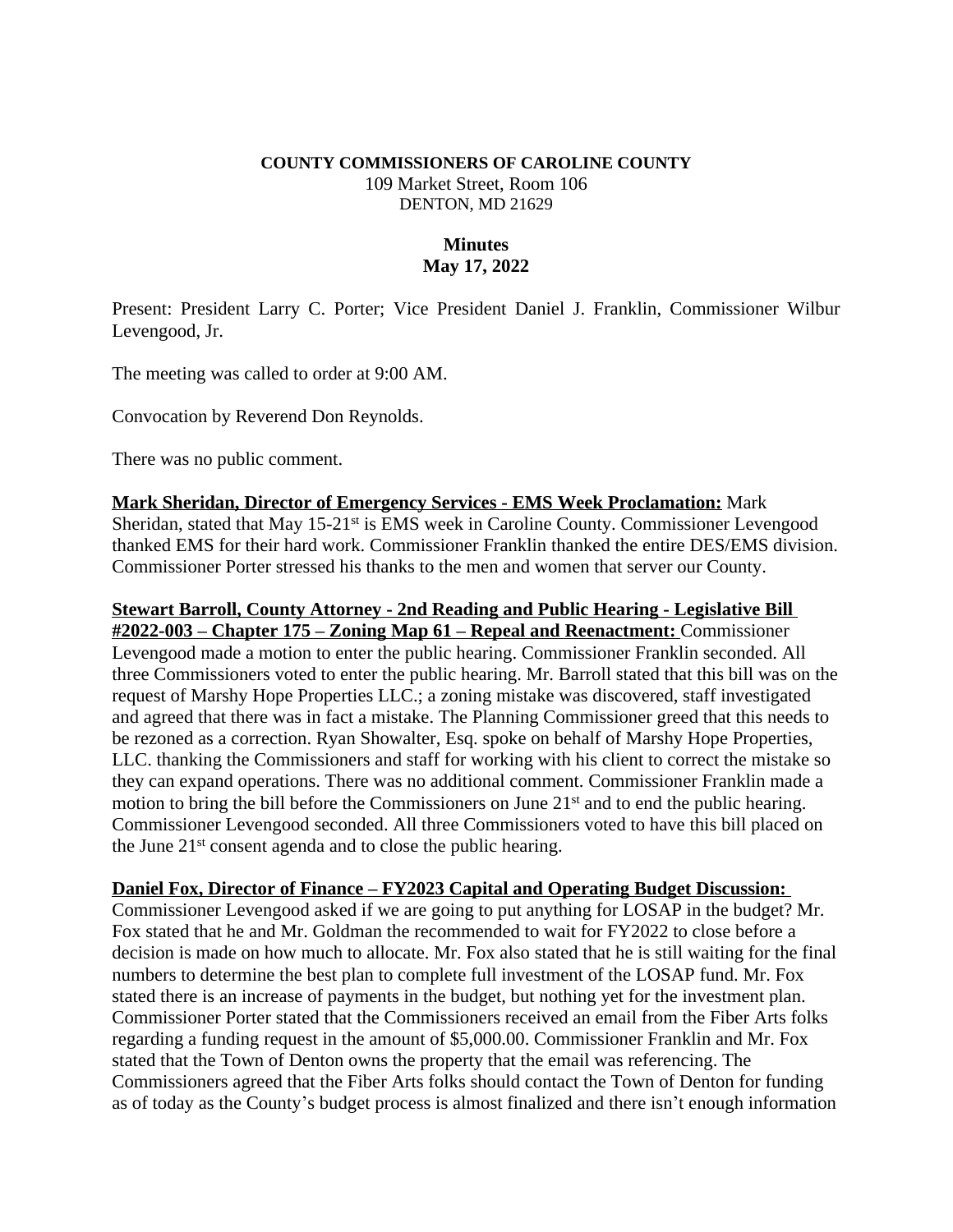**COUNTY COMMISSIONERS OF CAROLINE COUNTY**
109 Market Street, Room 106
DENTON, MD 21629

**Minutes**
**May 17, 2022**

Present: President Larry C. Porter; Vice President Daniel J. Franklin, Commissioner Wilbur Levengood, Jr.

The meeting was called to order at 9:00 AM.

Convocation by Reverend Don Reynolds.

There was no public comment.

**Mark Sheridan, Director of Emergency Services - EMS Week Proclamation:** Mark Sheridan, stated that May 15-21st is EMS week in Caroline County. Commissioner Levengood thanked EMS for their hard work. Commissioner Franklin thanked the entire DES/EMS division. Commissioner Porter stressed his thanks to the men and women that server our County.

**Stewart Barroll, County Attorney - 2nd Reading and Public Hearing - Legislative Bill #2022-003 – Chapter 175 – Zoning Map 61 – Repeal and Reenactment:** Commissioner Levengood made a motion to enter the public hearing. Commissioner Franklin seconded. All three Commissioners voted to enter the public hearing. Mr. Barroll stated that this bill was on the request of Marshy Hope Properties LLC.; a zoning mistake was discovered, staff investigated and agreed that there was in fact a mistake. The Planning Commissioner greed that this needs to be rezoned as a correction. Ryan Showalter, Esq. spoke on behalf of Marshy Hope Properties, LLC. thanking the Commissioners and staff for working with his client to correct the mistake so they can expand operations. There was no additional comment. Commissioner Franklin made a motion to bring the bill before the Commissioners on June 21st and to end the public hearing. Commissioner Levengood seconded. All three Commissioners voted to have this bill placed on the June 21st consent agenda and to close the public hearing.

**Daniel Fox, Director of Finance – FY2023 Capital and Operating Budget Discussion:** Commissioner Levengood asked if we are going to put anything for LOSAP in the budget? Mr. Fox stated that he and Mr. Goldman the recommended to wait for FY2022 to close before a decision is made on how much to allocate. Mr. Fox also stated that he is still waiting for the final numbers to determine the best plan to complete full investment of the LOSAP fund. Mr. Fox stated there is an increase of payments in the budget, but nothing yet for the investment plan. Commissioner Porter stated that the Commissioners received an email from the Fiber Arts folks regarding a funding request in the amount of $5,000.00. Commissioner Franklin and Mr. Fox stated that the Town of Denton owns the property that the email was referencing. The Commissioners agreed that the Fiber Arts folks should contact the Town of Denton for funding as of today as the County's budget process is almost finalized and there isn't enough information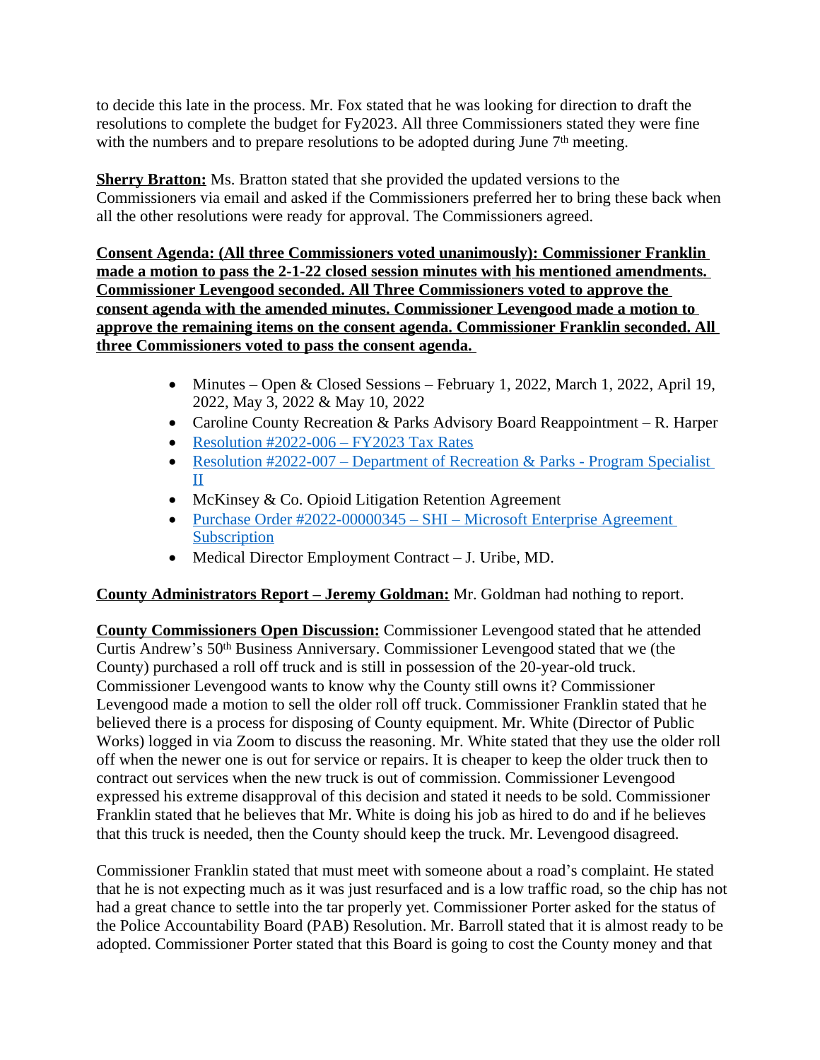to decide this late in the process. Mr. Fox stated that he was looking for direction to draft the resolutions to complete the budget for Fy2023. All three Commissioners stated they were fine with the numbers and to prepare resolutions to be adopted during June 7th meeting.

**Sherry Bratton:** Ms. Bratton stated that she provided the updated versions to the Commissioners via email and asked if the Commissioners preferred her to bring these back when all the other resolutions were ready for approval. The Commissioners agreed.

**Consent Agenda: (All three Commissioners voted unanimously): Commissioner Franklin made a motion to pass the 2-1-22 closed session minutes with his mentioned amendments. Commissioner Levengood seconded. All Three Commissioners voted to approve the consent agenda with the amended minutes. Commissioner Levengood made a motion to approve the remaining items on the consent agenda. Commissioner Franklin seconded. All three Commissioners voted to pass the consent agenda.**

- Minutes – Open & Closed Sessions – February 1, 2022, March 1, 2022, April 19, 2022, May 3, 2022 & May 10, 2022
- Caroline County Recreation & Parks Advisory Board Reappointment – R. Harper
- Resolution #2022-006 – FY2023 Tax Rates
- Resolution #2022-007 – Department of Recreation & Parks - Program Specialist II
- McKinsey & Co. Opioid Litigation Retention Agreement
- Purchase Order #2022-00000345 – SHI – Microsoft Enterprise Agreement Subscription
- Medical Director Employment Contract – J. Uribe, MD.

**County Administrators Report – Jeremy Goldman:** Mr. Goldman had nothing to report.

**County Commissioners Open Discussion:** Commissioner Levengood stated that he attended Curtis Andrew's 50th Business Anniversary. Commissioner Levengood stated that we (the County) purchased a roll off truck and is still in possession of the 20-year-old truck. Commissioner Levengood wants to know why the County still owns it? Commissioner Levengood made a motion to sell the older roll off truck. Commissioner Franklin stated that he believed there is a process for disposing of County equipment. Mr. White (Director of Public Works) logged in via Zoom to discuss the reasoning. Mr. White stated that they use the older roll off when the newer one is out for service or repairs. It is cheaper to keep the older truck then to contract out services when the new truck is out of commission. Commissioner Levengood expressed his extreme disapproval of this decision and stated it needs to be sold. Commissioner Franklin stated that he believes that Mr. White is doing his job as hired to do and if he believes that this truck is needed, then the County should keep the truck. Mr. Levengood disagreed.

Commissioner Franklin stated that must meet with someone about a road's complaint. He stated that he is not expecting much as it was just resurfaced and is a low traffic road, so the chip has not had a great chance to settle into the tar properly yet. Commissioner Porter asked for the status of the Police Accountability Board (PAB) Resolution. Mr. Barroll stated that it is almost ready to be adopted. Commissioner Porter stated that this Board is going to cost the County money and that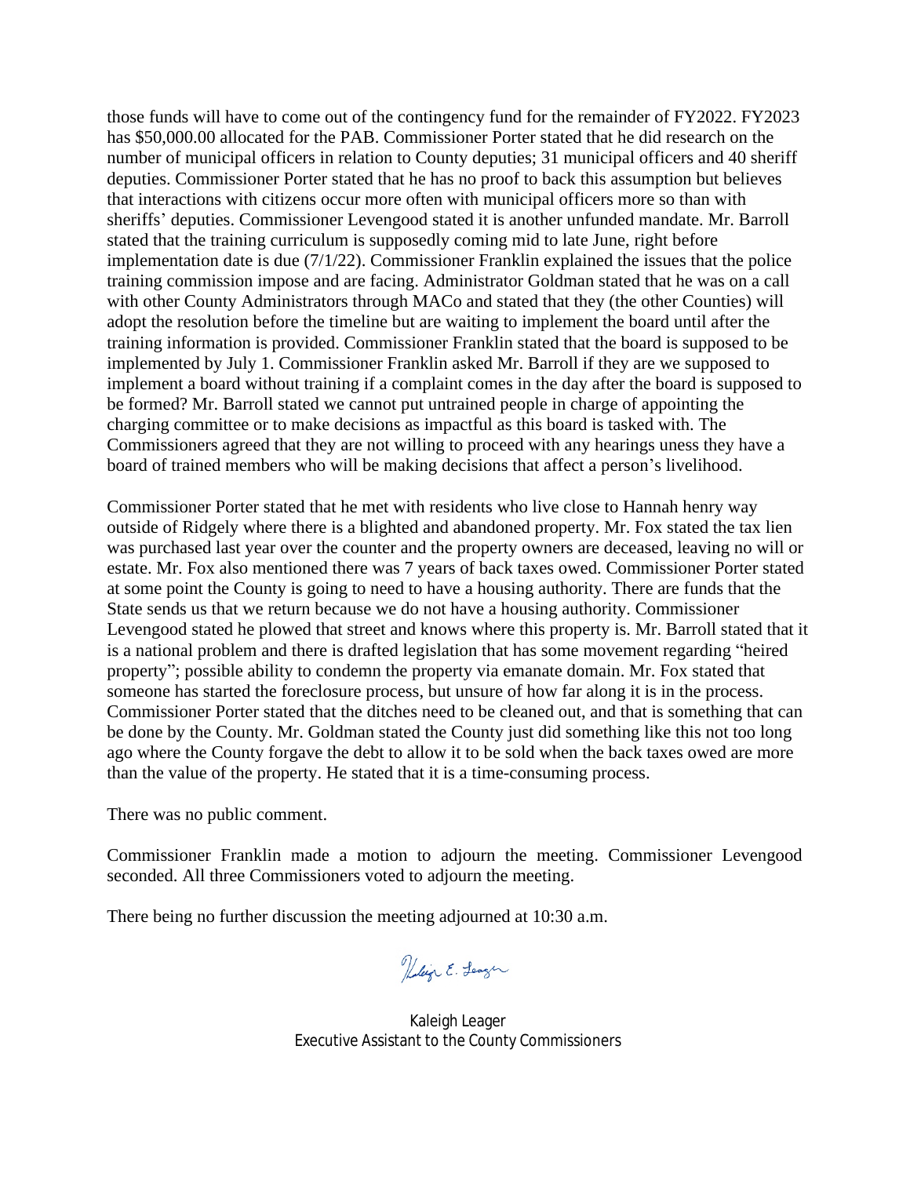those funds will have to come out of the contingency fund for the remainder of FY2022. FY2023 has $50,000.00 allocated for the PAB. Commissioner Porter stated that he did research on the number of municipal officers in relation to County deputies; 31 municipal officers and 40 sheriff deputies. Commissioner Porter stated that he has no proof to back this assumption but believes that interactions with citizens occur more often with municipal officers more so than with sheriffs' deputies. Commissioner Levengood stated it is another unfunded mandate. Mr. Barroll stated that the training curriculum is supposedly coming mid to late June, right before implementation date is due (7/1/22). Commissioner Franklin explained the issues that the police training commission impose and are facing. Administrator Goldman stated that he was on a call with other County Administrators through MACo and stated that they (the other Counties) will adopt the resolution before the timeline but are waiting to implement the board until after the training information is provided. Commissioner Franklin stated that the board is supposed to be implemented by July 1. Commissioner Franklin asked Mr. Barroll if they are we supposed to implement a board without training if a complaint comes in the day after the board is supposed to be formed? Mr. Barroll stated we cannot put untrained people in charge of appointing the charging committee or to make decisions as impactful as this board is tasked with. The Commissioners agreed that they are not willing to proceed with any hearings uness they have a board of trained members who will be making decisions that affect a person's livelihood.

Commissioner Porter stated that he met with residents who live close to Hannah henry way outside of Ridgely where there is a blighted and abandoned property. Mr. Fox stated the tax lien was purchased last year over the counter and the property owners are deceased, leaving no will or estate. Mr. Fox also mentioned there was 7 years of back taxes owed. Commissioner Porter stated at some point the County is going to need to have a housing authority. There are funds that the State sends us that we return because we do not have a housing authority. Commissioner Levengood stated he plowed that street and knows where this property is. Mr. Barroll stated that it is a national problem and there is drafted legislation that has some movement regarding "heired property"; possible ability to condemn the property via emanate domain. Mr. Fox stated that someone has started the foreclosure process, but unsure of how far along it is in the process. Commissioner Porter stated that the ditches need to be cleaned out, and that is something that can be done by the County. Mr. Goldman stated the County just did something like this not too long ago where the County forgave the debt to allow it to be sold when the back taxes owed are more than the value of the property. He stated that it is a time-consuming process.

There was no public comment.

Commissioner Franklin made a motion to adjourn the meeting. Commissioner Levengood seconded. All three Commissioners voted to adjourn the meeting.

There being no further discussion the meeting adjourned at 10:30 a.m.

Kaleigh E. Leager

Kaleigh Leager
Executive Assistant to the County Commissioners